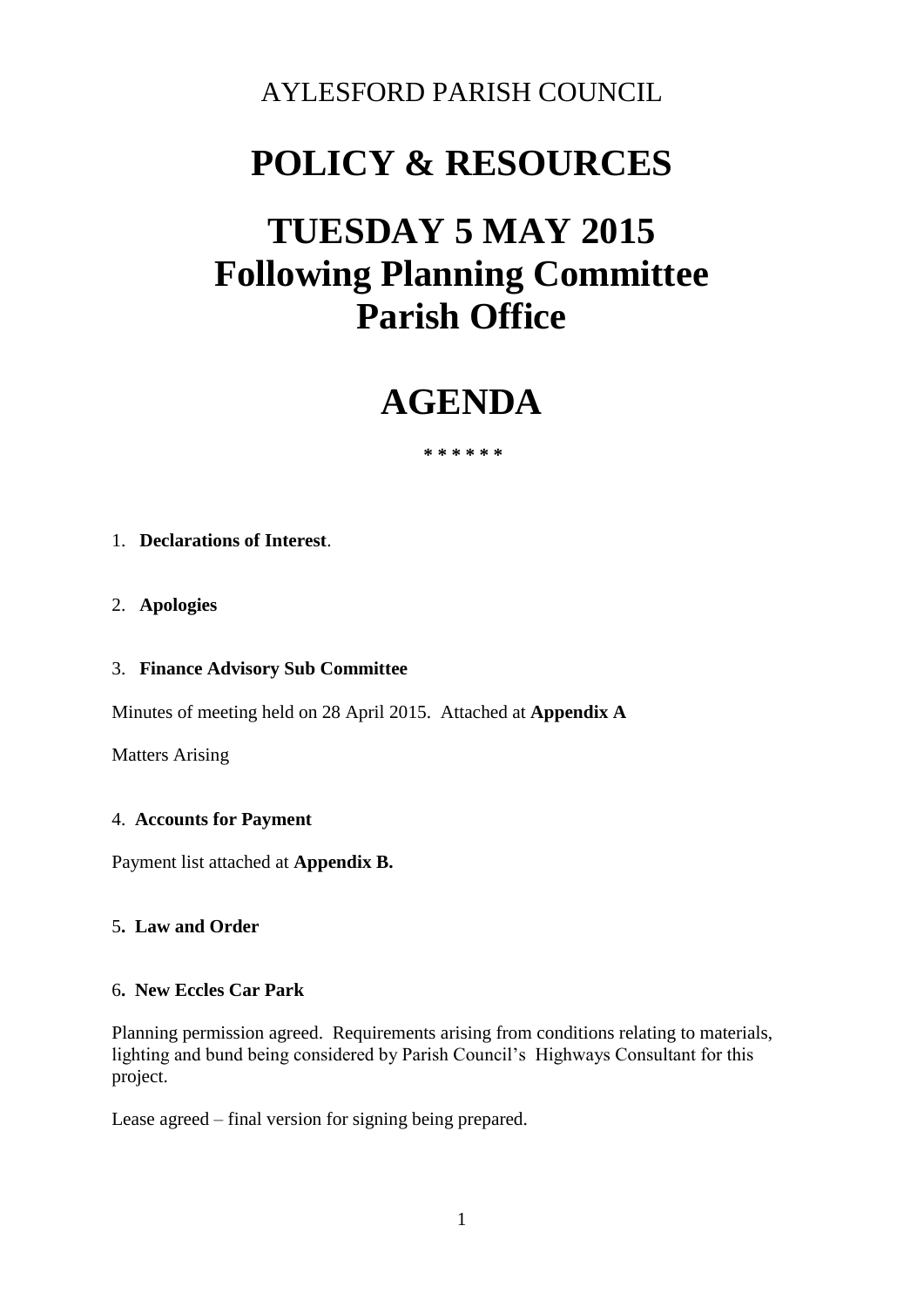AYLESFORD PARISH COUNCIL

# POLICY & RESOURCES

# TUESDAY 5 MAY 2015
# Following Planning Committee
# Parish Office

# AGENDA

\* \* \* \* \* \*

1. **Declarations of Interest**.

2. **Apologies**

3. **Finance Advisory Sub Committee**

Minutes of meeting held on 28 April 2015. Attached at **Appendix A**

Matters Arising

4. **Accounts for Payment**

Payment list attached at **Appendix B.**

5**. Law and Order**

6**. New Eccles Car Park**

Planning permission agreed. Requirements arising from conditions relating to materials, lighting and bund being considered by Parish Council's Highways Consultant for this project.

Lease agreed – final version for signing being prepared.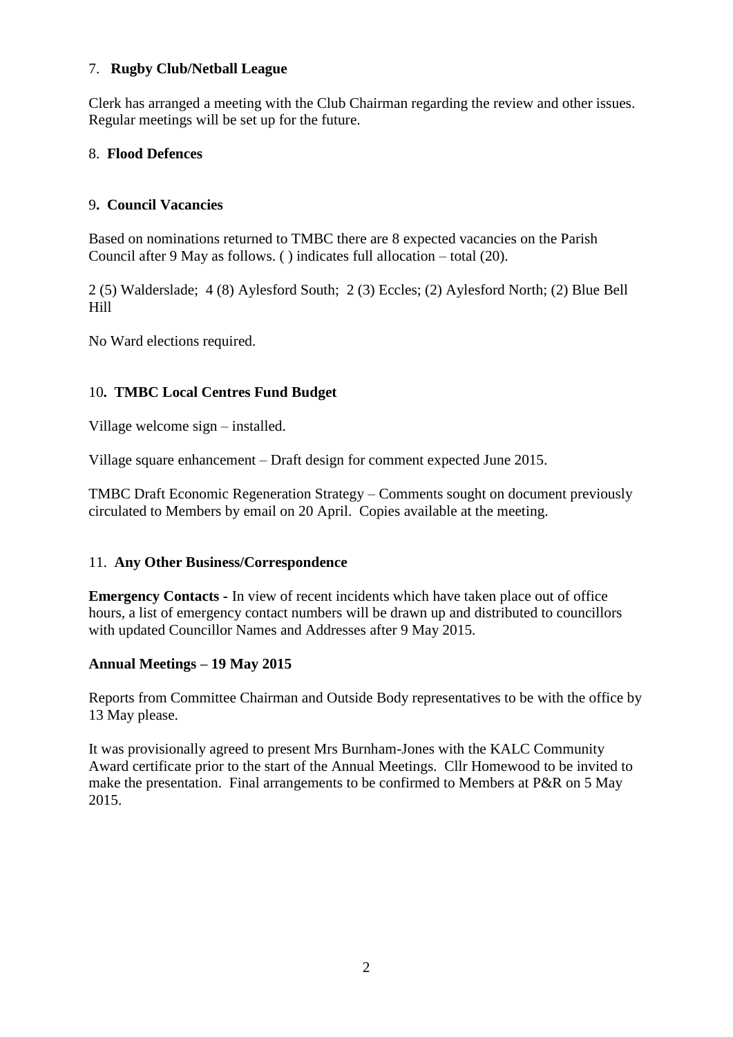## 7. **Rugby Club/Netball League**

Clerk has arranged a meeting with the Club Chairman regarding the review and other issues. Regular meetings will be set up for the future.

## 8. **Flood Defences**

## 9. **Council Vacancies**

Based on nominations returned to TMBC there are 8 expected vacancies on the Parish Council after 9 May as follows. ( ) indicates full allocation – total (20).

2 (5) Walderslade; 4 (8) Aylesford South; 2 (3) Eccles; (2) Aylesford North; (2) Blue Bell Hill

No Ward elections required.

## 10. **TMBC Local Centres Fund Budget**

Village welcome sign – installed.

Village square enhancement – Draft design for comment expected June 2015.

TMBC Draft Economic Regeneration Strategy – Comments sought on document previously circulated to Members by email on 20 April. Copies available at the meeting.

## 11. **Any Other Business/Correspondence**

**Emergency Contacts -** In view of recent incidents which have taken place out of office hours, a list of emergency contact numbers will be drawn up and distributed to councillors with updated Councillor Names and Addresses after 9 May 2015.

**Annual Meetings – 19 May 2015**

Reports from Committee Chairman and Outside Body representatives to be with the office by 13 May please.

It was provisionally agreed to present Mrs Burnham-Jones with the KALC Community Award certificate prior to the start of the Annual Meetings. Cllr Homewood to be invited to make the presentation. Final arrangements to be confirmed to Members at P&R on 5 May 2015.